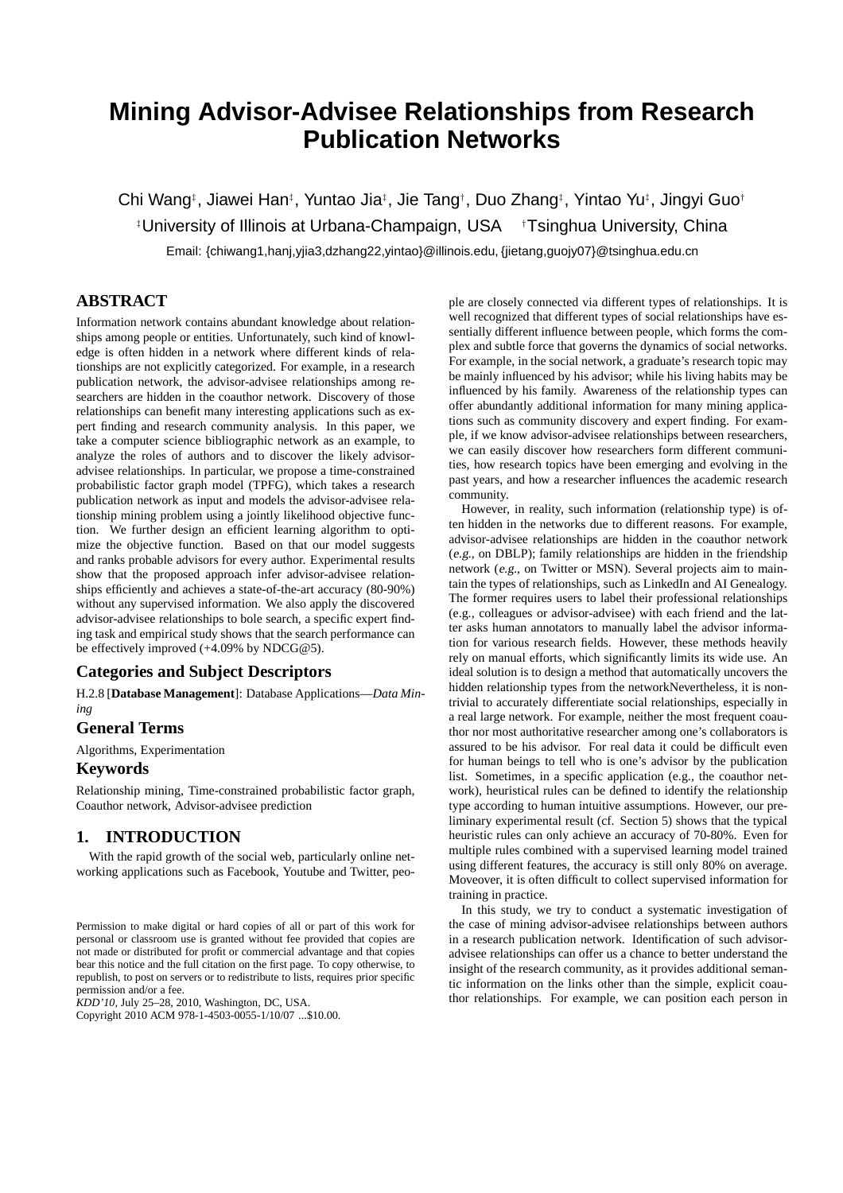# Mining Advisor-Advisee Relationships from Research Publication Networks

Chi Wang[‡], Jiawei Han[‡], Yuntao Jia[‡], Jie Tang[†], Duo Zhang[‡], Yintao Yu[‡], Jingyi Guo[†]

[‡]University of Illinois at Urbana-Champaign, USA [†]Tsinghua University, China

Email: {chiwang1,hanj,yjia3,dzhang22,yintao}@illinois.edu, {jietang,guojy07}@tsinghua.edu.cn

## ABSTRACT

Information network contains abundant knowledge about relationships among people or entities. Unfortunately, such kind of knowledge is often hidden in a network where different kinds of relationships are not explicitly categorized. For example, in a research publication network, the advisor-advisee relationships among researchers are hidden in the coauthor network. Discovery of those relationships can benefit many interesting applications such as expert finding and research community analysis. In this paper, we take a computer science bibliographic network as an example, to analyze the roles of authors and to discover the likely advisor-advisee relationships. In particular, we propose a time-constrained probabilistic factor graph model (TPFG), which takes a research publication network as input and models the advisor-advisee relationship mining problem using a jointly likelihood objective function. We further design an efficient learning algorithm to optimize the objective function. Based on that our model suggests and ranks probable advisors for every author. Experimental results show that the proposed approach infer advisor-advisee relationships efficiently and achieves a state-of-the-art accuracy (80-90%) without any supervised information. We also apply the discovered advisor-advisee relationships to bole search, a specific expert finding task and empirical study shows that the search performance can be effectively improved (+4.09% by NDCG@5).

### Categories and Subject Descriptors

H.2.8 [**Database Management**]: Database Applications—*Data Mining*

### General Terms

Algorithms, Experimentation

### Keywords

Relationship mining, Time-constrained probabilistic factor graph, Coauthor network, Advisor-advisee prediction

## 1. INTRODUCTION

With the rapid growth of the social web, particularly online networking applications such as Facebook, Youtube and Twitter, people are closely connected via different types of relationships. It is well recognized that different types of social relationships have essentially different influence between people, which forms the complex and subtle force that governs the dynamics of social networks. For example, in the social network, a graduate's research topic may be mainly influenced by his advisor; while his living habits may be influenced by his family. Awareness of the relationship types can offer abundantly additional information for many mining applications such as community discovery and expert finding. For example, if we know advisor-advisee relationships between researchers, we can easily discover how researchers form different communities, how research topics have been emerging and evolving in the past years, and how a researcher influences the academic research community.

However, in reality, such information (relationship type) is often hidden in the networks due to different reasons. For example, advisor-advisee relationships are hidden in the coauthor network (*e.g.*, on DBLP); family relationships are hidden in the friendship network (*e.g.*, on Twitter or MSN). Several projects aim to maintain the types of relationships, such as LinkedIn and AI Genealogy. The former requires users to label their professional relationships (e.g., colleagues or advisor-advisee) with each friend and the latter asks human annotators to manually label the advisor information for various research fields. However, these methods heavily rely on manual efforts, which significantly limits its wide use. An ideal solution is to design a method that automatically uncovers the hidden relationship types from the networkNevertheless, it is non-trivial to accurately differentiate social relationships, especially in a real large network. For example, neither the most frequent coauthor nor most authoritative researcher among one's collaborators is assured to be his advisor. For real data it could be difficult even for human beings to tell who is one's advisor by the publication list. Sometimes, in a specific application (e.g., the coauthor network), heuristical rules can be defined to identify the relationship type according to human intuitive assumptions. However, our preliminary experimental result (cf. Section 5) shows that the typical heuristic rules can only achieve an accuracy of 70-80%. Even for multiple rules combined with a supervised learning model trained using different features, the accuracy is still only 80% on average. Moveover, it is often difficult to collect supervised information for training in practice.

In this study, we try to conduct a systematic investigation of the case of mining advisor-advisee relationships between authors in a research publication network. Identification of such advisor-advisee relationships can offer us a chance to better understand the insight of the research community, as it provides additional semantic information on the links other than the simple, explicit coauthor relationships. For example, we can position each person in

Permission to make digital or hard copies of all or part of this work for personal or classroom use is granted without fee provided that copies are not made or distributed for profit or commercial advantage and that copies bear this notice and the full citation on the first page. To copy otherwise, to republish, to post on servers or to redistribute to lists, requires prior specific permission and/or a fee.
*KDD'10*, July 25–28, 2010, Washington, DC, USA.
Copyright 2010 ACM 978-1-4503-0055-1/10/07 ...$10.00.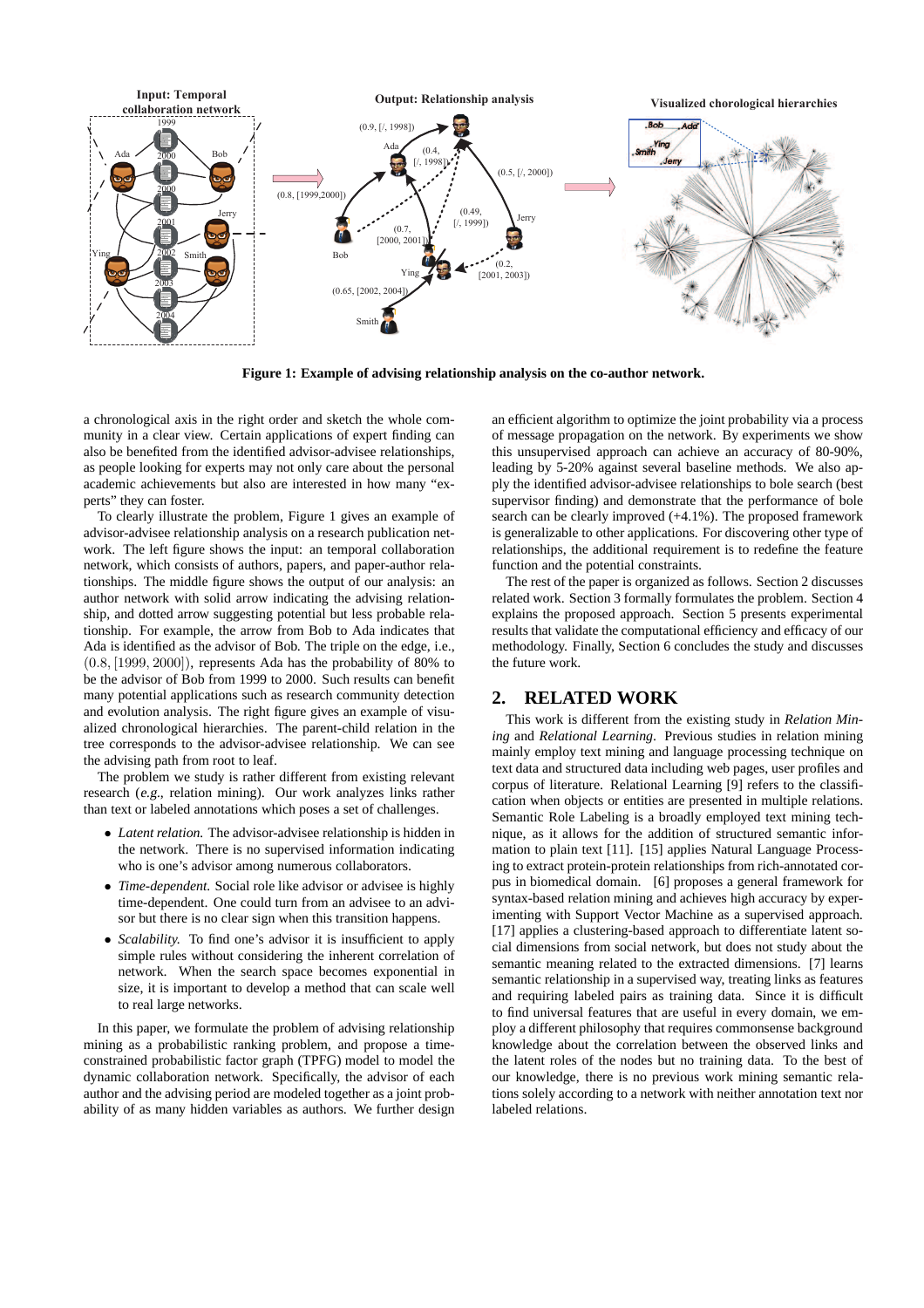Figure 1: Example of advising relationship analysis on the co-author network.

a chronological axis in the right order and sketch the whole community in a clear view. Certain applications of expert finding can also be benefited from the identified advisor-advisee relationships, as people looking for experts may not only care about the personal academic achievements but also are interested in how many "experts" they can foster.

To clearly illustrate the problem, Figure 1 gives an example of advisor-advisee relationship analysis on a research publication network. The left figure shows the input: an temporal collaboration network, which consists of authors, papers, and paper-author relationships. The middle figure shows the output of our analysis: an author network with solid arrow indicating the advising relationship, and dotted arrow suggesting potential but less probable relationship. For example, the arrow from Bob to Ada indicates that Ada is identified as the advisor of Bob. The triple on the edge, i.e., $(0.8, [1999, 2000])$, represents Ada has the probability of 80% to be the advisor of Bob from 1999 to 2000. Such results can benefit many potential applications such as research community detection and evolution analysis. The right figure shows an example of visualized chronological hierarchies. The parent-child relation in the tree corresponds to the advisor-advisee relationship. We can see the advising path from root to leaf.

The problem we study is rather different from existing relevant research (*e.g.,* relation mining). Our work analyzes links rather than text or labeled annotations which poses a set of challenges.

- *Latent relation.* The advisor-advisee relationship is hidden in the network. There is no supervised information indicating who is one's advisor among numerous collaborators.
- *Time-dependent.* Social role like advisor or advisee is highly time-dependent. One could turn from an advisee to an advisor but there is no clear sign when this transition happens.
- *Scalability.* To find one's advisor it is insufficient to apply simple rules without considering the inherent correlation of network. When the search space becomes exponential in size, it is important to develop a method that can scale well to real large networks.

In this paper, we formulate the problem of advising relationship mining as a probabilistic ranking problem, and propose a time-constrained probabilistic factor graph (TPFG) model to model the dynamic collaboration network. Specifically, the advisor of each author and the advising period are modeled together as a joint probability of as many hidden variables as authors. We further design an efficient algorithm to optimize the joint probability via a process of message propagation on the network. By experiments we show this unsupervised approach can achieve an accuracy of 80-90%, leading by 5-20% against several baseline methods. We also apply the identified advisor-advisee relationships to bole search (best supervisor finding) and demonstrate that the performance of bole search can be clearly improved (+4.1%). The proposed framework is generalizable to other applications. For discovering other type of relationships, the additional requirement is to redefine the feature function and the potential constraints.

The rest of the paper is organized as follows. Section 2 discusses related work. Section 3 formally formulates the problem. Section 4 explains the proposed approach. Section 5 presents experimental results that validate the computational efficiency and efficacy of our methodology. Finally, Section 6 concludes the study and discusses the future work.

## 2. RELATED WORK

This work is different from the existing study in *Relation Mining* and *Relational Learning*. Previous studies in relation mining mainly employ text mining and language processing technique on text data and structured data including web pages, user profiles and corpus of literature. Relational Learning [9] refers to the classification when objects or entities are presented in multiple relations. Semantic Role Labeling is a broadly employed text mining technique, as it allows for the addition of structured semantic information to plain text [11]. [15] applies Natural Language Processing to extract protein-protein relationships from rich-annotated corpus in biomedical domain. [6] proposes a general framework for syntax-based relation mining and achieves high accuracy by experimenting with Support Vector Machine as a supervised approach. [17] applies a clustering-based approach to differentiate latent social dimensions from social network, but does not study about the semantic meaning related to the extracted dimensions. [7] learns semantic relationship in a supervised way, treating links as features and requiring labeled pairs as training data. Since it is difficult to find universal features that are useful in every domain, we employ a different philosophy that requires commonsense background knowledge about the correlation between the observed links and the latent roles of the nodes but no training data. To the best of our knowledge, there is no previous work mining semantic relations solely according to a network with neither annotation text nor labeled relations.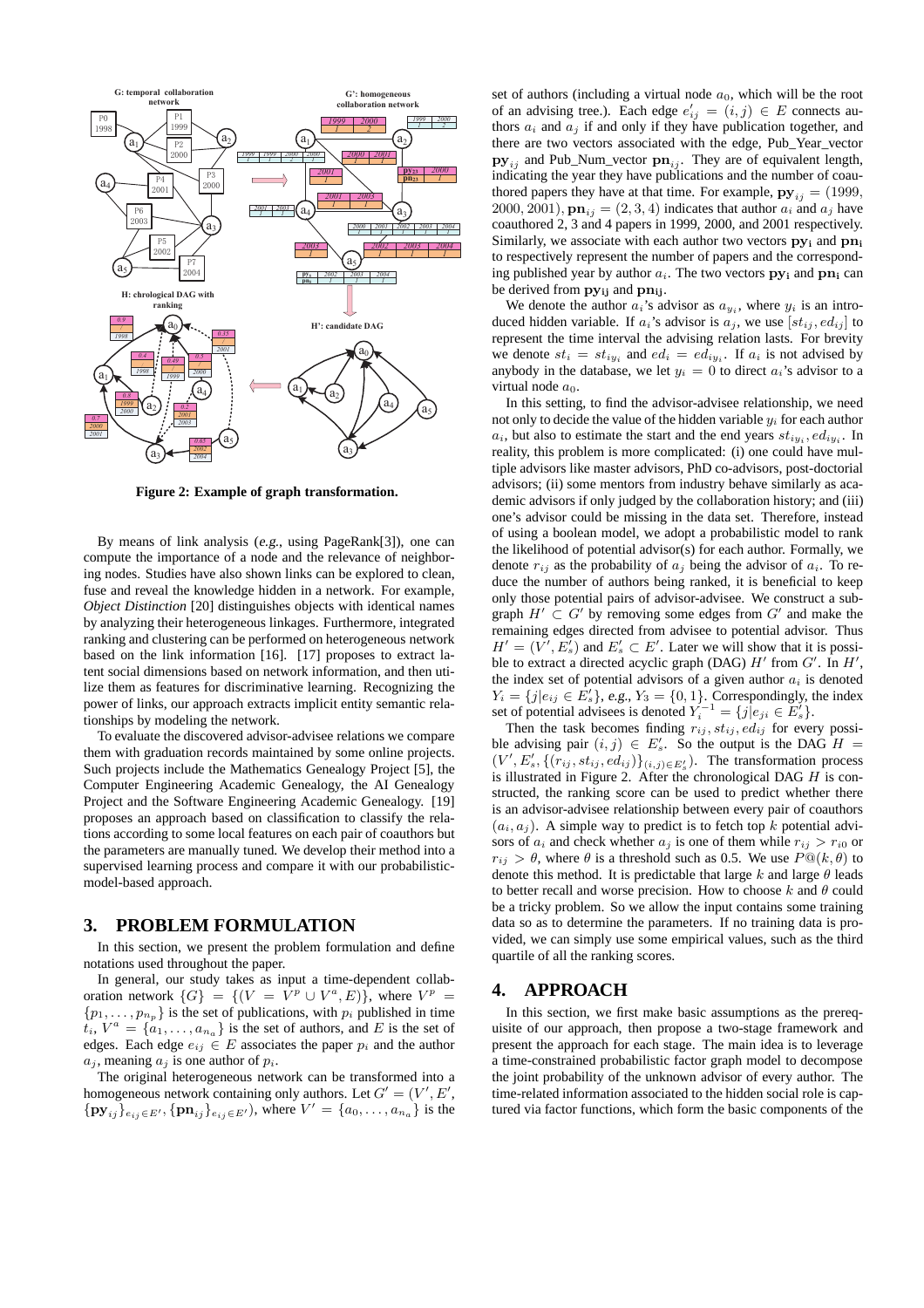**Figure 2: Example of graph transformation.**

By means of link analysis (*e.g.*, using PageRank[3]), one can compute the importance of a node and the relevance of neighboring nodes. Studies have also shown links can be explored to clean, fuse and reveal the knowledge hidden in a network. For example, *Object Distinction* [20] distinguishes objects with identical names by analyzing their heterogeneous linkages. Furthermore, integrated ranking and clustering can be performed on heterogeneous network based on the link information [16]. [17] proposes to extract latent social dimensions based on network information, and then utilize them as features for discriminative learning. Recognizing the power of links, our approach extracts implicit entity semantic relationships by modeling the network.

To evaluate the discovered advisor-advisee relations we compare them with graduation records maintained by some online projects. Such projects include the Mathematics Genealogy Project [5], the Computer Engineering Academic Genealogy, the AI Genealogy Project and the Software Engineering Academic Genealogy. [19] proposes an approach based on classification to classify the relations according to some local features on each pair of coauthors but the parameters are manually tuned. We develop their method into a supervised learning process and compare it with our probabilistic-model-based approach.

## 3. PROBLEM FORMULATION

In this section, we present the problem formulation and define notations used throughout the paper.

In general, our study takes as input a time-dependent collaboration network $\{G\} = \{(V = V^p \cup V^a, E)\}$, where $V^p = \{p_1, \ldots, p_{n_p}\}$ is the set of publications, with $p_i$ published in time $t_i$, $V^a = \{a_1, \ldots, a_{n_a}\}$ is the set of authors, and $E$ is the set of edges. Each edge $e_{ij} \in E$ associates the paper $p_i$ and the author $a_j$, meaning $a_j$ is one author of $p_i$.

The original heterogeneous network can be transformed into a homogeneous network containing only authors. Let $G' = (V', E', \{\mathbf{py}_{ij}\}_{e_{ij} \in E'}, \{\mathbf{pn}_{ij}\}_{e_{ij} \in E'})$, where $V' = \{a_0, \ldots, a_{n_a}\}$ is the set of authors (including a virtual node $a_0$, which will be the root of an advising tree.). Each edge $e'_{ij} = (i,j) \in E$ connects authors $a_i$ and $a_j$ if and only if they have publication together, and there are two vectors associated with the edge, Pub_Year_vector $\mathbf{py}_{ij}$ and Pub_Num_vector $\mathbf{pn}_{ij}$. They are of equivalent length, indicating the year they have publications and the number of coauthored papers they have at that time. For example, $\mathbf{py}_{ij} = (1999, 2000, 2001)$, $\mathbf{pn}_{ij} = (2, 3, 4)$ indicates that author $a_i$ and $a_j$ have coauthored 2, 3 and 4 papers in 1999, 2000, and 2001 respectively. Similarly, we associate with each author two vectors $\mathbf{py_i}$ and $\mathbf{pn_i}$ to respectively represent the number of papers and the corresponding published year by author $a_i$. The two vectors $\mathbf{py_i}$ and $\mathbf{pn_i}$ can be derived from $\mathbf{py_{ij}}$ and $\mathbf{pn_{ij}}$.

We denote the author $a_i$'s advisor as $a_{y_i}$, where $y_i$ is an introduced hidden variable. If $a_i$'s advisor is $a_j$, we use $[st_{ij}, ed_{ij}]$ to represent the time interval the advising relation lasts. For brevity we denote $st_i = st_{iy_i}$ and $ed_i = ed_{iy_i}$. If $a_i$ is not advised by anybody in the database, we let $y_i = 0$ to direct $a_i$'s advisor to a virtual node $a_0$.

In this setting, to find the advisor-advisee relationship, we need not only to decide the value of the hidden variable $y_i$ for each author $a_i$, but also to estimate the start and the end years $st_{iy_i}, ed_{iy_i}$. In reality, this problem is more complicated: (i) one could have multiple advisors like master advisors, PhD co-advisors, post-doctorial advisors; (ii) some mentors from industry behave similarly as academic advisors if only judged by the collaboration history; and (iii) one's advisor could be missing in the data set. Therefore, instead of using a boolean model, we adopt a probabilistic model to rank the likelihood of potential advisor(s) for each author. Formally, we denote $r_{ij}$ as the probability of $a_j$ being the advisor of $a_i$. To reduce the number of authors being ranked, it is beneficial to keep only those potential pairs of advisor-advisee. We construct a subgraph $H' \subset G'$ by removing some edges from $G'$ and make the remaining edges directed from advisee to potential advisor. Thus $H' = (V', E'_s)$ and $E'_s \subset E'$. Later we will show that it is possible to extract a directed acyclic graph (DAG) $H'$ from $G'$. In $H'$, the index set of potential advisors of a given author $a_i$ is denoted $Y_i = \{j | e_{ij} \in E'_s\}$, e.g., $Y_3 = \{0, 1\}$. Correspondingly, the index set of potential advisees is denoted $Y_i^{-1} = \{j | e_{ji} \in E'_s\}$.

Then the task becomes finding $r_{ij}, st_{ij}, ed_{ij}$ for every possible advising pair $(i,j) \in E'_s$. So the output is the DAG $H = (V', E'_s, \{(r_{ij}, st_{ij}, ed_{ij})\}_{(i,j) \in E'_s})$. The transformation process is illustrated in Figure 2. After the chronological DAG $H$ is constructed, the ranking score can be used to predict whether there is an advisor-advisee relationship between every pair of coauthors $(a_i, a_j)$. A simple way to predict is to fetch top $k$ potential advisors of $a_i$ and check whether $a_j$ is one of them while $r_{ij} > r_{i0}$ or $r_{ij} > \theta$, where $\theta$ is a threshold such as 0.5. We use $P@(k, \theta)$ to denote this method. It is predictable that large $k$ and large $\theta$ leads to better recall and worse precision. How to choose $k$ and $\theta$ could be a tricky problem. So we allow the input contains some training data so as to determine the parameters. If no training data is provided, we can simply use some empirical values, such as the third quartile of all the ranking scores.

## 4. APPROACH

In this section, we first make basic assumptions as the prerequisite of our approach, then propose a two-stage framework and present the approach for each stage. The main idea is to leverage a time-constrained probabilistic factor graph model to decompose the joint probability of the unknown advisor of every author. The time-related information associated to the hidden social role is captured via factor functions, which form the basic components of the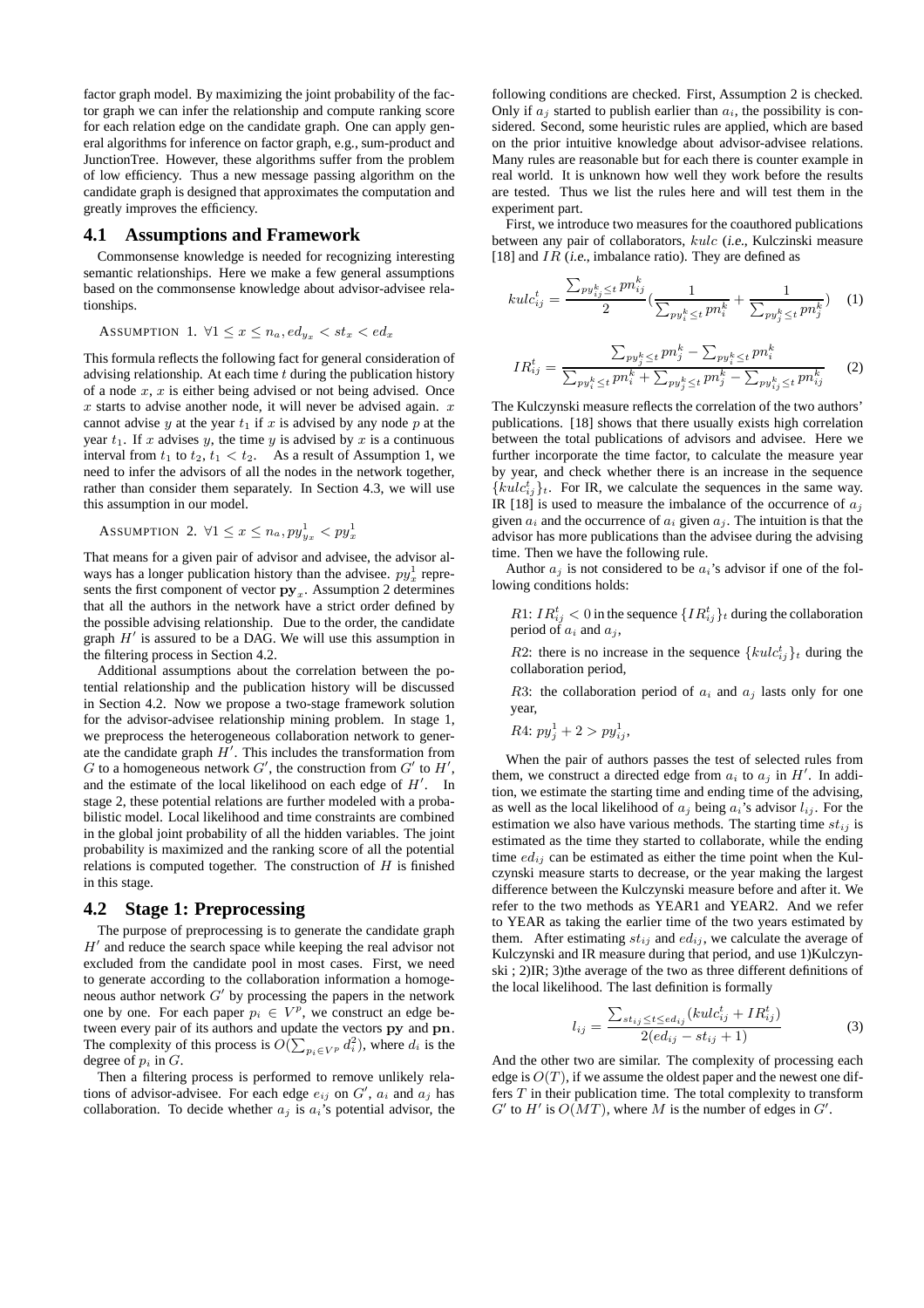factor graph model. By maximizing the joint probability of the factor graph we can infer the relationship and compute ranking score for each relation edge on the candidate graph. One can apply general algorithms for inference on factor graph, e.g., sum-product and JunctionTree. However, these algorithms suffer from the problem of low efficiency. Thus a new message passing algorithm on the candidate graph is designed that approximates the computation and greatly improves the efficiency.

## 4.1 Assumptions and Framework

Commonsense knowledge is needed for recognizing interesting semantic relationships. Here we make a few general assumptions based on the commonsense knowledge about advisor-advisee relationships.

ASSUMPTION 1. $\forall 1 \leq x \leq n_a, ed_{y_x} < st_x < ed_x$

This formula reflects the following fact for general consideration of advising relationship. At each time $t$ during the publication history of a node $x$, $x$ is either being advised or not being advised. Once $x$ starts to advise another node, it will never be advised again. $x$ cannot advise $y$ at the year $t_1$ if $x$ is advised by any node $p$ at the year $t_1$. If $x$ advises $y$, the time $y$ is advised by $x$ is a continuous interval from $t_1$ to $t_2$, $t_1 < t_2$. As a result of Assumption 1, we need to infer the advisors of all the nodes in the network together, rather than consider them separately. In Section 4.3, we will use this assumption in our model.

ASSUMPTION 2. $\forall 1 \leq x \leq n_a, py^1_{y_x} < py^1_x$

That means for a given pair of advisor and advisee, the advisor always has a longer publication history than the advisee. $py^1_x$ represents the first component of vector $\mathbf{py}_x$. Assumption 2 determines that all the authors in the network have a strict order defined by the possible advising relationship. Due to the order, the candidate graph $H'$ is assured to be a DAG. We will use this assumption in the filtering process in Section 4.2.

Additional assumptions about the correlation between the potential relationship and the publication history will be discussed in Section 4.2. Now we propose a two-stage framework solution for the advisor-advisee relationship mining problem. In stage 1, we preprocess the heterogeneous collaboration network to generate the candidate graph $H'$. This includes the transformation from $G$ to a homogeneous network $G'$, the construction from $G'$ to $H'$, and the estimate of the local likelihood on each edge of $H'$. In stage 2, these potential relations are further modeled with a probabilistic model. Local likelihood and time constraints are combined in the global joint probability of all the hidden variables. The joint probability is maximized and the ranking score of all the potential relations is computed together. The construction of $H$ is finished in this stage.

## 4.2 Stage 1: Preprocessing

The purpose of preprocessing is to generate the candidate graph $H'$ and reduce the search space while keeping the real advisor not excluded from the candidate pool in most cases. First, we need to generate according to the collaboration information a homogeneous author network $G'$ by processing the papers in the network one by one. For each paper $p_i \in V^p$, we construct an edge between every pair of its authors and update the vectors $\mathbf{py}$ and $\mathbf{pn}$. The complexity of this process is $O(\sum_{p_i \in V^p} d_i^2)$, where $d_i$ is the degree of $p_i$ in $G$.

Then a filtering process is performed to remove unlikely relations of advisor-advisee. For each edge $e_{ij}$ on $G'$, $a_i$ and $a_j$ has collaboration. To decide whether $a_j$ is $a_i$'s potential advisor, the following conditions are checked. First, Assumption 2 is checked. Only if $a_j$ started to publish earlier than $a_i$, the possibility is considered. Second, some heuristic rules are applied, which are based on the prior intuitive knowledge about advisor-advisee relations. Many rules are reasonable but for each there is counter example in real world. It is unknown how well they work before the results are tested. Thus we list the rules here and will test them in the experiment part.

First, we introduce two measures for the coauthored publications between any pair of collaborators, $kulc$ (*i.e.*, Kulczinski measure [18] and $IR$ (*i.e.*, imbalance ratio). They are defined as

$$kulc^t_{ij} = \frac{\sum_{py^k_{ij} \leq t} pn^k_{ij}}{2} \left( \frac{1}{\sum_{py^k_i \leq t} pn^k_i} + \frac{1}{\sum_{py^k_j \leq t} pn^k_j} \right) \quad (1)$$

$$IR^t_{ij} = \frac{\sum_{py^k_j \leq t} pn^k_j - \sum_{py^k_i \leq t} pn^k_i}{\sum_{py^k_i \leq t} pn^k_i + \sum_{py^k_j \leq t} pn^k_j - \sum_{py^k_{ij} \leq t} pn^k_{ij}} \quad (2)$$

The Kulczynski measure reflects the correlation of the two authors' publications. [18] shows that there usually exists high correlation between the total publications of advisors and advisee. Here we further incorporate the time factor, to calculate the measure year by year, and check whether there is an increase in the sequence $\{kulc^t_{ij}\}_t$. For IR, we calculate the sequences in the same way. IR [18] is used to measure the imbalance of the occurrence of $a_j$ given $a_i$ and the occurrence of $a_i$ given $a_j$. The intuition is that the advisor has more publications than the advisee during the advising time. Then we have the following rule.

Author $a_j$ is not considered to be $a_i$'s advisor if one of the following conditions holds:

$R1$: $IR^t_{ij} < 0$ in the sequence $\{IR^t_{ij}\}_t$ during the collaboration period of $a_i$ and $a_j$,

$R2$: there is no increase in the sequence $\{kulc^t_{ij}\}_t$ during the collaboration period,

$R3$: the collaboration period of $a_i$ and $a_j$ lasts only for one year,

$R4$: $py^1_j + 2 > py^1_{ij}$,

When the pair of authors passes the test of selected rules from them, we construct a directed edge from $a_i$ to $a_j$ in $H'$. In addition, we estimate the starting time and ending time of the advising, as well as the local likelihood of $a_j$ being $a_i$'s advisor $l_{ij}$. For the estimation we also have various methods. The starting time $st_{ij}$ is estimated as the time they started to collaborate, while the ending time $ed_{ij}$ can be estimated as either the time point when the Kulczynski measure starts to decrease, or the year making the largest difference between the Kulczynski measure before and after it. We refer to the two methods as YEAR1 and YEAR2. And we refer to YEAR as taking the earlier time of the two years estimated by them. After estimating $st_{ij}$ and $ed_{ij}$, we calculate the average of Kulczynski and IR measure during that period, and use 1)Kulczynski ; 2)IR; 3)the average of the two as three different definitions of the local likelihood. The last definition is formally

$$l_{ij} = \frac{\sum_{st_{ij} \leq t \leq ed_{ij}} (kulc^t_{ij} + IR^t_{ij})}{2(ed_{ij} - st_{ij} + 1)} \quad (3)$$

And the other two are similar. The complexity of processing each edge is $O(T)$, if we assume the oldest paper and the newest one differs $T$ in their publication time. The total complexity to transform $G'$ to $H'$ is $O(MT)$, where $M$ is the number of edges in $G'$.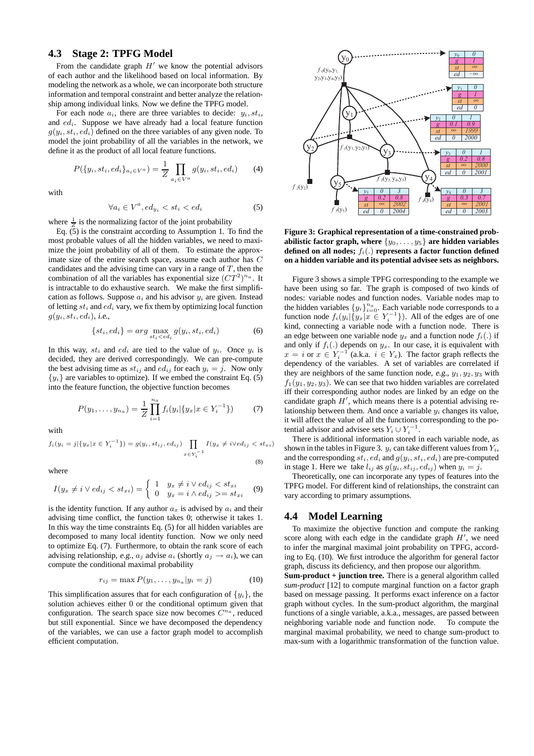### 4.3 Stage 2: TPFG Model

From the candidate graph $H'$ we know the potential advisors of each author and the likelihood based on local information. By modeling the network as a whole, we can incorporate both structure information and temporal constraint and better analyze the relationship among individual links. Now we define the TPFG model.

For each node $a_i$, there are three variables to decide: $y_i, st_i$, and $ed_i$. Suppose we have already had a local feature function $g(y_i, st_i, ed_i)$ defined on the three variables of any given node. To model the joint probability of all the variables in the network, we define it as the product of all local feature functions.

$$P(\{y_i, st_i, ed_i\}_{a_i \in V^a}) = \frac{1}{Z} \prod_{a_i \in V^a} g(y_i, st_i, ed_i) \tag{4}$$

with

$$\forall a_i \in V^a, ed_{y_i} < st_i < ed_i \tag{5}$$

where $\frac{1}{Z}$ is the normalizing factor of the joint probability

Eq. (5) is the constraint according to Assumption 1. To find the most probable values of all the hidden variables, we need to maximize the joint probability of all of them. To estimate the approximate size of the entire search space, assume each author has $C$ candidates and the advising time can vary in a range of $T$, then the combination of all the variables has exponential size $(CT^2)^{n_a}$. It is intractable to do exhaustive search. We make the first simplification as follows. Suppose $a_i$ and his advisor $y_i$ are given. Instead of letting $st_i$ and $ed_i$ vary, we fix them by optimizing local function $g(y_i, st_i, ed_i)$, *i.e.*,

$$\{st_i, ed_i\} = arg \max_{st_i < ed_i} g(y_i, st_i, ed_i) \tag{6}$$

In this way, $st_i$ and $ed_i$ are tied to the value of $y_i$. Once $y_i$ is decided, they are derived correspondingly. We can pre-compute the best advising time as $st_{ij}$ and $ed_{ij}$ for each $y_i = j$. Now only $\{y_i\}$ are variables to optimize). If we embed the constraint Eq. (5) into the feature function, the objective function becomes

$$P(y_1, \ldots, y_{n_a}) = \frac{1}{Z} \prod_{i=1}^{n_a} f_i(y_i | \{y_x | x \in Y_i^{-1}\}) \tag{7}$$

with

$$f_i(y_i = j | \{y_x | x \in Y_i^{-1}\}) = g(y_i, st_{ij}, ed_{ij}) \prod_{x \in Y_i^{-1}} I(y_x \neq i \vee ed_{ij} < st_{xi}) \tag{8}$$

where

$$I(y_x \neq i \vee ed_{ij} < st_{xi}) = \begin{cases} 1 & y_x \neq i \vee ed_{ij} < st_{xi} \\ 0 & y_x = i \wedge ed_{ij} >= st_{xi} \end{cases} \tag{9}$$

is the identity function. If any author $a_x$ is advised by $a_i$ and their advising time conflict, the function takes 0; otherwise it takes 1. In this way the time constraints Eq. (5) for all hidden variables are decomposed to many local identity function. Now we only need to optimize Eq. (7). Furthermore, to obtain the rank score of each advising relationship, *e.g.*, $a_j$ advise $a_i$ (shortly $a_j \rightarrow a_i$), we can compute the conditional maximal probability

$$r_{ij} = \max P(y_1, \ldots, y_{n_a} | y_i = j) \tag{10}$$

This simplification assures that for each configuration of $\{y_i\}$, the solution achieves either 0 or the conditional optimum given that configuration. The search space size now becomes $C^{n_a}$, reduced but still exponential. Since we have decomposed the dependency of the variables, we can use a factor graph model to accomplish efficient computation.

**Figure 3: Graphical representation of a time-constrained probabilistic factor graph, where $\{y_0, \ldots, y_5\}$ are hidden variables defined on all nodes; $f_i(.)$ represents a factor function defined on a hidden variable and its potential advisee sets as neighbors.**

Figure 3 shows a simple TPFG corresponding to the example we have been using so far. The graph is composed of two kinds of nodes: variable nodes and function nodes. Variable nodes map to the hidden variables $\{y_i\}_{i=0}^{n_a}$. Each variable node corresponds to a function node $f_i(y_i | \{y_x | x \in Y_i^{-1}\})$. All of the edges are of one kind, connecting a variable node with a function node. There is an edge between one variable node $y_x$ and a function node $f_i(.)$ if and only if $f_i(.)$ depends on $y_x$. In our case, it is equivalent with $x = i$ or $x \in Y_i^{-1}$ (a.k.a. $i \in Y_x$). The factor graph reflects the dependency of the variables. A set of variables are correlated if they are neighbors of the same function node, *e.g.*, $y_1, y_2, y_3$ with $f_1(y_1, y_2, y_3)$. We can see that two hidden variables are correlated iff their corresponding author nodes are linked by an edge on the candidate graph $H'$, which means there is a potential advising relationship between them. And once a variable $y_i$ changes its value, it will affect the value of all the functions corresponding to the potential advisor and advisee sets $Y_i \cup Y_i^{-1}$.

There is additional information stored in each variable node, as shown in the tables in Figure 3. $y_i$ can take different values from $Y_i$, and the corresponding $st_i, ed_i$ and $g(y_i, st_i, ed_i)$ are pre-computed in stage 1. Here we take $l_{ij}$ as $g(y_i, st_{ij}, ed_{ij})$ when $y_i = j$.

Theoretically, one can incorporate any types of features into the TPFG model. For different kind of relationships, the constraint can vary according to primary assumptions.

### 4.4 Model Learning

To maximize the objective function and compute the ranking score along with each edge in the candidate graph $H'$, we need to infer the marginal maximal joint probability on TPFG, according to Eq. (10). We first introduce the algorithm for general factor graph, discuss its deficiency, and then propose our algorithm.

**Sum-product + junction tree.** There is a general algorithm called *sum-product* [12] to compute marginal function on a factor graph based on message passing. It performs exact inference on a factor graph without cycles. In the sum-product algorithm, the marginal functions of a single variable, a.k.a., messages, are passed between neighboring variable node and function node. To compute the marginal maximal probability, we need to change sum-product to max-sum with a logarithmic transformation of the function value.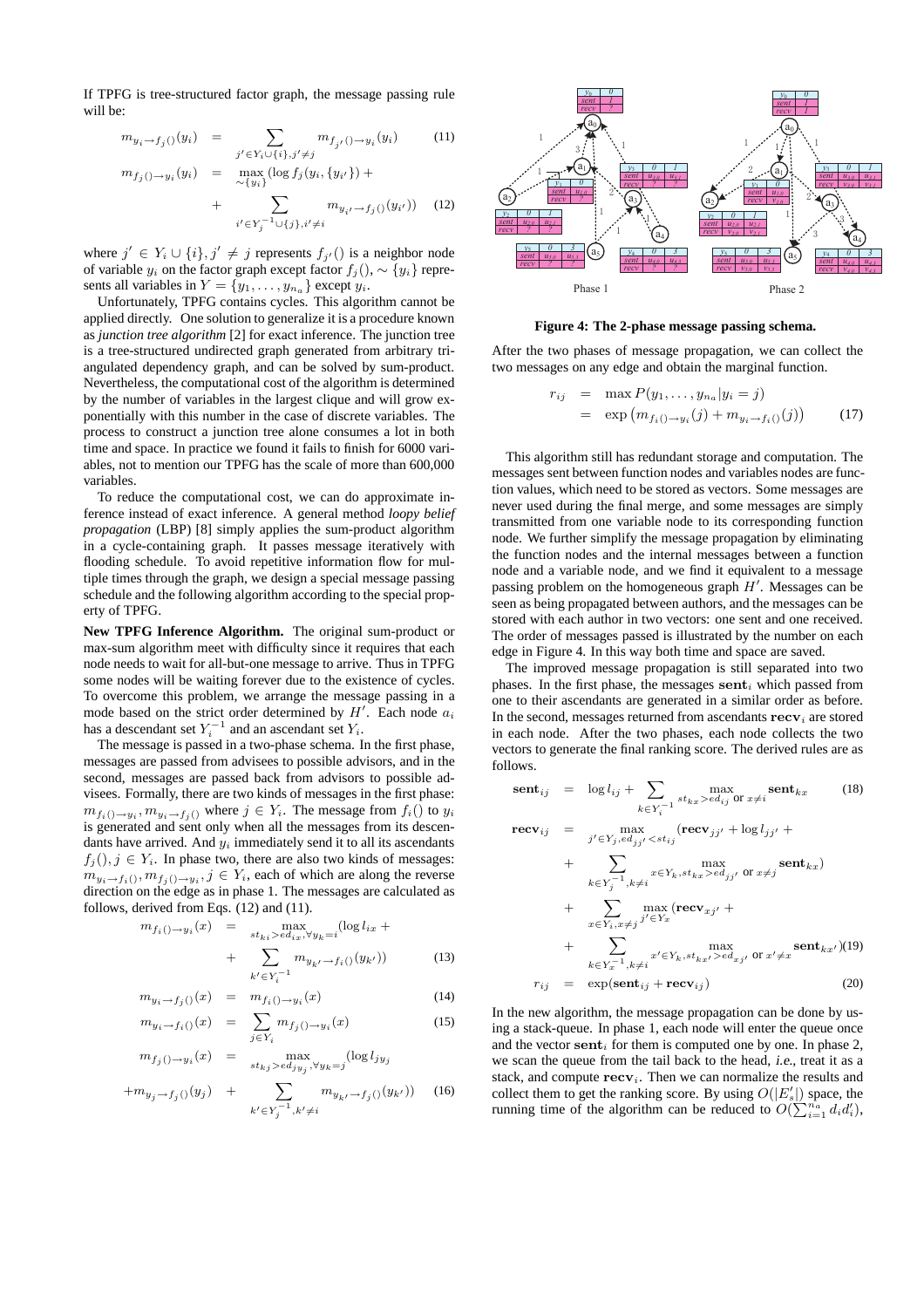If TPFG is tree-structured factor graph, the message passing rule will be:

$$m_{y_i \to f_j()}(y_i) = \sum_{j' \in Y_i \cup \{i\}, j' \neq j} m_{f_{j'}() \to y_i}(y_i) \tag{11}$$

$$m_{f_j() \to y_i}(y_i) = \max_{\sim\{y_i\}} (\log f_j(y_i, \{y_{i'}\}) + \sum_{i' \in Y_j^{-1} \cup \{j\}, i' \neq i} m_{y_{i'} \to f_j()}(y_{i'})) \tag{12}$$

where $j' \in Y_i \cup \{i\}, j' \neq j$ represents $f_{j'}()$ is a neighbor node of variable $y_i$ on the factor graph except factor $f_j()$, $\sim \{y_i\}$ represents all variables in $Y = \{y_1, \ldots, y_{n_a}\}$ except $y_i$.

Unfortunately, TPFG contains cycles. This algorithm cannot be applied directly. One solution to generalize it is a procedure known as *junction tree algorithm* [2] for exact inference. The junction tree is a tree-structured undirected graph generated from arbitrary triangulated dependency graph, and can be solved by sum-product. Nevertheless, the computational cost of the algorithm is determined by the number of variables in the largest clique and will grow exponentially with this number in the case of discrete variables. The process to construct a junction tree alone consumes a lot in both time and space. In practice we found it fails to finish for 6000 variables, not to mention our TPFG has the scale of more than 600,000 variables.

To reduce the computational cost, we can do approximate inference instead of exact inference. A general method *loopy belief propagation* (LBP) [8] simply applies the sum-product algorithm in a cycle-containing graph. It passes message iteratively with flooding schedule. To avoid repetitive information flow for multiple times through the graph, we design a special message passing schedule and the following algorithm according to the special property of TPFG.

**New TPFG Inference Algorithm.** The original sum-product or max-sum algorithm meet with difficulty since it requires that each node needs to wait for all-but-one message to arrive. Thus in TPFG some nodes will be waiting forever due to the existence of cycles. To overcome this problem, we arrange the message passing in a mode based on the strict order determined by $H'$. Each node $a_i$ has a descendant set $Y_i^{-1}$ and an ascendant set $Y_i$.

The message is passed in a two-phase schema. In the first phase, messages are passed from advisees to possible advisors, and in the second, messages are passed back from advisors to possible advisees. Formally, there are two kinds of messages in the first phase: $m_{f_i() \to y_i}, m_{y_i \to f_j()}$ where $j \in Y_i$. The message from $f_i()$ to $y_i$ is generated and sent only when all the messages from its descendants have arrived. And $y_i$ immediately send it to all its ascendants $f_j(), j \in Y_i$. In phase two, there are also two kinds of messages: $m_{y_i \to f_i()}, m_{f_j() \to y_i}, j \in Y_i$, each of which are along the reverse direction on the edge as in phase 1. The messages are calculated as follows, derived from Eqs. (12) and (11).

$$m_{f_i() \to y_i}(x) = \max_{st_{ki} > ed_{ix}, \forall y_k = i} (\log l_{ix} + \sum_{k' \in Y_i^{-1}} m_{y_{k'} \to f_i()}(y_{k'})) \tag{13}$$

$$m_{y_i \to f_j()}(x) = m_{f_i() \to y_i}(x) \tag{14}$$

$$m_{y_i \to f_i()}(x) = \sum_{j \in Y_i} m_{f_j() \to y_i}(x) \tag{15}$$

$$m_{f_j() \to y_i}(x) = \max_{st_{kj} > ed_{jy_j}, \forall y_k = j} (\log l_{jy_j} + m_{y_j \to f_j()}(y_j) + \sum_{k' \in Y_j^{-1}, k' \neq i} m_{y_{k'} \to f_j()}(y_{k'})) \tag{16}$$

Figure 4: The 2-phase message passing schema.

After the two phases of message propagation, we can collect the two messages on any edge and obtain the marginal function.

$$\begin{aligned} r_{ij} &= \max P(y_1, \ldots, y_{n_a} | y_i = j) \\ &= \exp\left(m_{f_i() \to y_i}(j) + m_{y_i \to f_i()}(j)\right) \end{aligned} \tag{17}$$

This algorithm still has redundant storage and computation. The messages sent between function nodes and variables nodes are function values, which need to be stored as vectors. Some messages are never used during the final merge, and some messages are simply transmitted from one variable node to its corresponding function node. We further simplify the message propagation by eliminating the function nodes and the internal messages between a function node and a variable node, and we find it equivalent to a message passing problem on the homogeneous graph $H'$. Messages can be seen as being propagated between authors, and the messages can be stored with each author in two vectors: one sent and one received. The order of messages passed is illustrated by the number on each edge in Figure 4. In this way both time and space are saved.

The improved message propagation is still separated into two phases. In the first phase, the messages $\mathbf{sent}_i$ which passed from one to their ascendants are generated in a similar order as before. In the second, messages returned from ascendants $\mathbf{recv}_i$ are stored in each node. After the two phases, each node collects the two vectors to generate the final ranking score. The derived rules are as follows.

$$\mathbf{sent}_{ij} = \log l_{ij} + \sum_{k \in Y_i^{-1}} \max_{st_{kx} > ed_{ij} \text{ or } x \neq i} \mathbf{sent}_{kx} \tag{18}$$

$$\begin{aligned} \mathbf{recv}_{ij} = & \max_{j' \in Y_j, ed_{jj'} < st_{ij}} (\mathbf{recv}_{jj'} + \log l_{jj'} + \\ & + \sum_{k \in Y_j^{-1}, k \neq i} \max_{x \in Y_k, st_{kx} > ed_{jj'} \text{ or } x \neq j} \mathbf{sent}_{kx}) \\ & + \sum_{x \in Y_i, x \neq j} \max_{j' \in Y_x} (\mathbf{recv}_{xj'} + \\ & + \sum_{k \in Y_x^{-1}, k \neq i} \max_{x' \in Y_k, st_{kx'} > ed_{xj'} \text{ or } x' \neq x} \mathbf{sent}_{kx'}) \end{aligned} \tag{19}$$

$$r_{ij} = \exp(\mathbf{sent}_{ij} + \mathbf{recv}_{ij}) \tag{20}$$

In the new algorithm, the message propagation can be done by using a stack-queue. In phase 1, each node will enter the queue once and the vector $\mathbf{sent}_i$ for them is computed one by one. In phase 2, we scan the queue from the tail back to the head, *i.e.*, treat it as a stack, and compute $\mathbf{recv}_i$. Then we can normalize the results and collect them to get the ranking score. By using $O(|E'_s|)$ space, the running time of the algorithm can be reduced to $O(\sum_{i=1}^{n_a} d_i d'_i)$,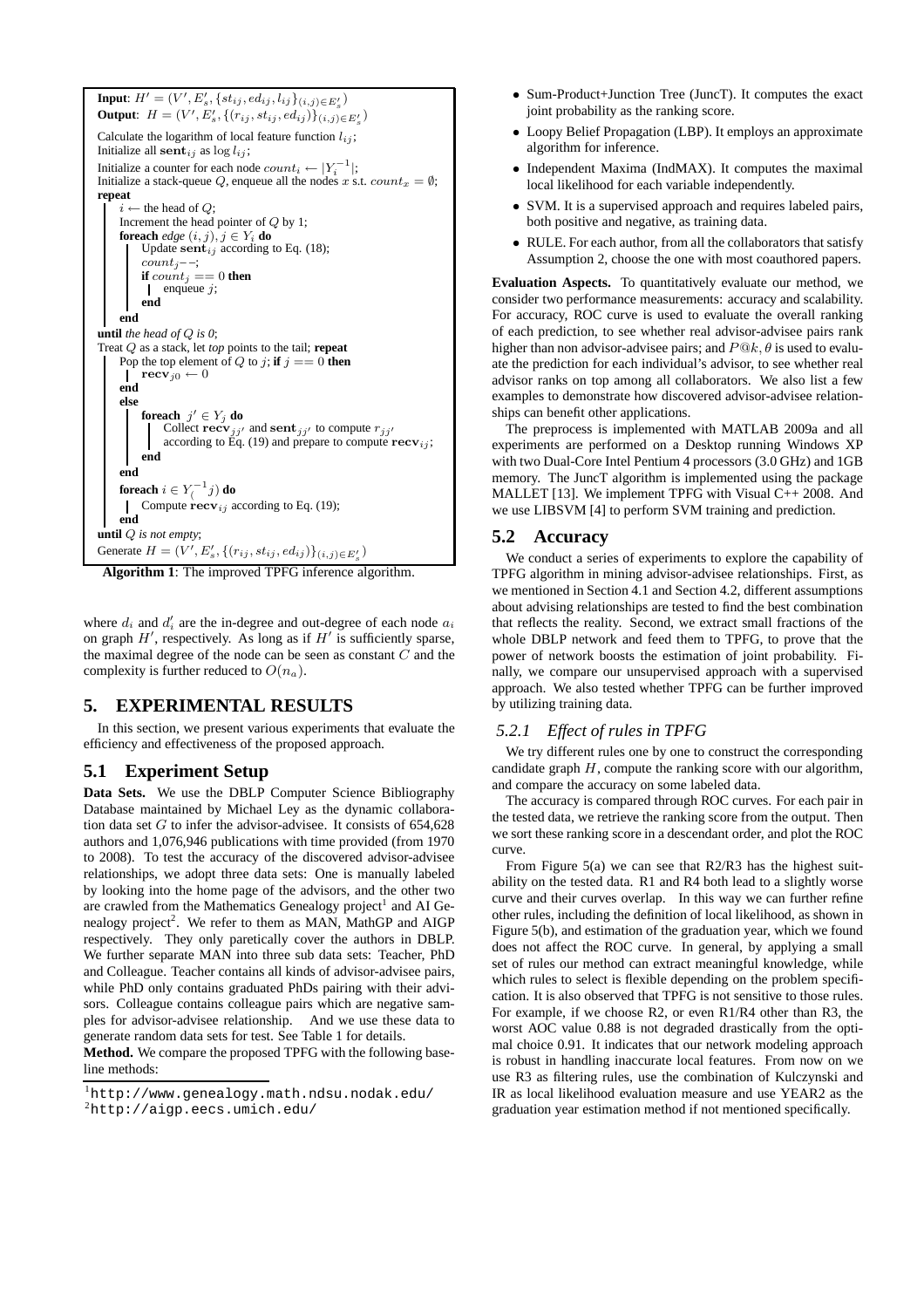```
Input: H' = (V', E'_s, {st_ij, ed_ij, l_ij}_{(i,j)∈E'_s})
Output: H = (V', E'_s, {(r_ij, st_ij, ed_ij)}_{(i,j)∈E'_s})
Calculate the logarithm of local feature function l_ij;
Initialize all sent_ij as log l_ij;
Initialize a counter for each node count_i ← |Y_i^{-1}|;
Initialize a stack-queue Q, enqueue all the nodes x s.t. count_x = ∅;
repeat
    i ← the head of Q;
    Increment the head pointer of Q by 1;
    foreach edge (i, j), j ∈ Y_i do
        Update sent_ij according to Eq. (18);
        count_j−−;
        if count_j == 0 then
            enqueue j;
        end
    end
until the head of Q is 0;
Treat Q as a stack, let top points to the tail; repeat
    Pop the top element of Q to j; if j == 0 then
        recv_j0 ← 0
    end
    else
        foreach j' ∈ Y_j do
            Collect recv_jj' and sent_jj' to compute r_jj'
            according to Eq. (19) and prepare to compute recv_ij;
        end
    end
    foreach i ∈ Y_(^{-1} j) do
        Compute recv_ij according to Eq. (19);
    end
until Q is not empty;
Generate H = (V', E'_s, {(r_ij, st_ij, ed_ij)}_{(i,j)∈E'_s})
```

**Algorithm 1**: The improved TPFG inference algorithm.

where $d_i$ and $d'_i$ are the in-degree and out-degree of each node $a_i$ on graph $H'$, respectively. As long as if $H'$ is sufficiently sparse, the maximal degree of the node can be seen as constant $C$ and the complexity is further reduced to $O(n_a)$.

## 5. EXPERIMENTAL RESULTS

In this section, we present various experiments that evaluate the efficiency and effectiveness of the proposed approach.

### 5.1 Experiment Setup

**Data Sets.** We use the DBLP Computer Science Bibliography Database maintained by Michael Ley as the dynamic collaboration data set $G$ to infer the advisor-advisee. It consists of 654,628 authors and 1,076,946 publications with time provided (from 1970 to 2008). To test the accuracy of the discovered advisor-advisee relationships, we adopt three data sets: One is manually labeled by looking into the home page of the advisors, and the other two are crawled from the Mathematics Genealogy project[1] and AI Genealogy project[2]. We refer to them as MAN, MathGP and AIGP respectively. They only paretically cover the authors in DBLP. We further separate MAN into three sub data sets: Teacher, PhD and Colleague. Teacher contains all kinds of advisor-advisee pairs, while PhD only contains graduated PhDs pairing with their advisors. Colleague contains colleague pairs which are negative samples for advisor-advisee relationship. And we use these data to generate random data sets for test. See Table 1 for details.

**Method.** We compare the proposed TPFG with the following baseline methods:

- Sum-Product+Junction Tree (JuncT). It computes the exact joint probability as the ranking score.
- Loopy Belief Propagation (LBP). It employs an approximate algorithm for inference.
- Independent Maxima (IndMAX). It computes the maximal local likelihood for each variable independently.
- SVM. It is a supervised approach and requires labeled pairs, both positive and negative, as training data.
- RULE. For each author, from all the collaborators that satisfy Assumption 2, choose the one with most coauthored papers.

**Evaluation Aspects.** To quantitatively evaluate our method, we consider two performance measurements: accuracy and scalability. For accuracy, ROC curve is used to evaluate the overall ranking of each prediction, to see whether real advisor-advisee pairs rank higher than non advisor-advisee pairs; and $P@k, \theta$ is used to evaluate the prediction for each individual's advisor, to see whether real advisor ranks on top among all collaborators. We also list a few examples to demonstrate how discovered advisor-advisee relationships can benefit other applications.

The preprocess is implemented with MATLAB 2009a and all experiments are performed on a Desktop running Windows XP with two Dual-Core Intel Pentium 4 processors (3.0 GHz) and 1GB memory. The JuncT algorithm is implemented using the package MALLET [13]. We implement TPFG with Visual C++ 2008. And we use LIBSVM [4] to perform SVM training and prediction.

### 5.2 Accuracy

We conduct a series of experiments to explore the capability of TPFG algorithm in mining advisor-advisee relationships. First, as we mentioned in Section 4.1 and Section 4.2, different assumptions about advising relationships are tested to find the best combination that reflects the reality. Second, we extract small fractions of the whole DBLP network and feed them to TPFG, to prove that the power of network boosts the estimation of joint probability. Finally, we compare our unsupervised approach with a supervised approach. We also tested whether TPFG can be further improved by utilizing training data.

#### 5.2.1 Effect of rules in TPFG

We try different rules one by one to construct the corresponding candidate graph $H$, compute the ranking score with our algorithm, and compare the accuracy on some labeled data.

The accuracy is compared through ROC curves. For each pair in the tested data, we retrieve the ranking score from the output. Then we sort these ranking score in a descendant order, and plot the ROC curve.

From Figure 5(a) we can see that R2/R3 has the highest suitability on the tested data. R1 and R4 both lead to a slightly worse curve and their curves overlap. In this way we can further refine other rules, including the definition of local likelihood, as shown in Figure 5(b), and estimation of the graduation year, which we found does not affect the ROC curve. In general, by applying a small set of rules our method can extract meaningful knowledge, while which rules to select is flexible depending on the problem specification. It is also observed that TPFG is not sensitive to those rules. For example, if we choose R2, or even R1/R4 other than R3, the worst AOC value 0.88 is not degraded drastically from the optimal choice 0.91. It indicates that our network modeling approach is robust in handling inaccurate local features. From now on we use R3 as filtering rules, use the combination of Kulczynski and IR as local likelihood evaluation measure and use YEAR2 as the graduation year estimation method if not mentioned specifically.

---

[1] http://www.genealogy.math.ndsu.nodak.edu/
[2] http://aigp.eecs.umich.edu/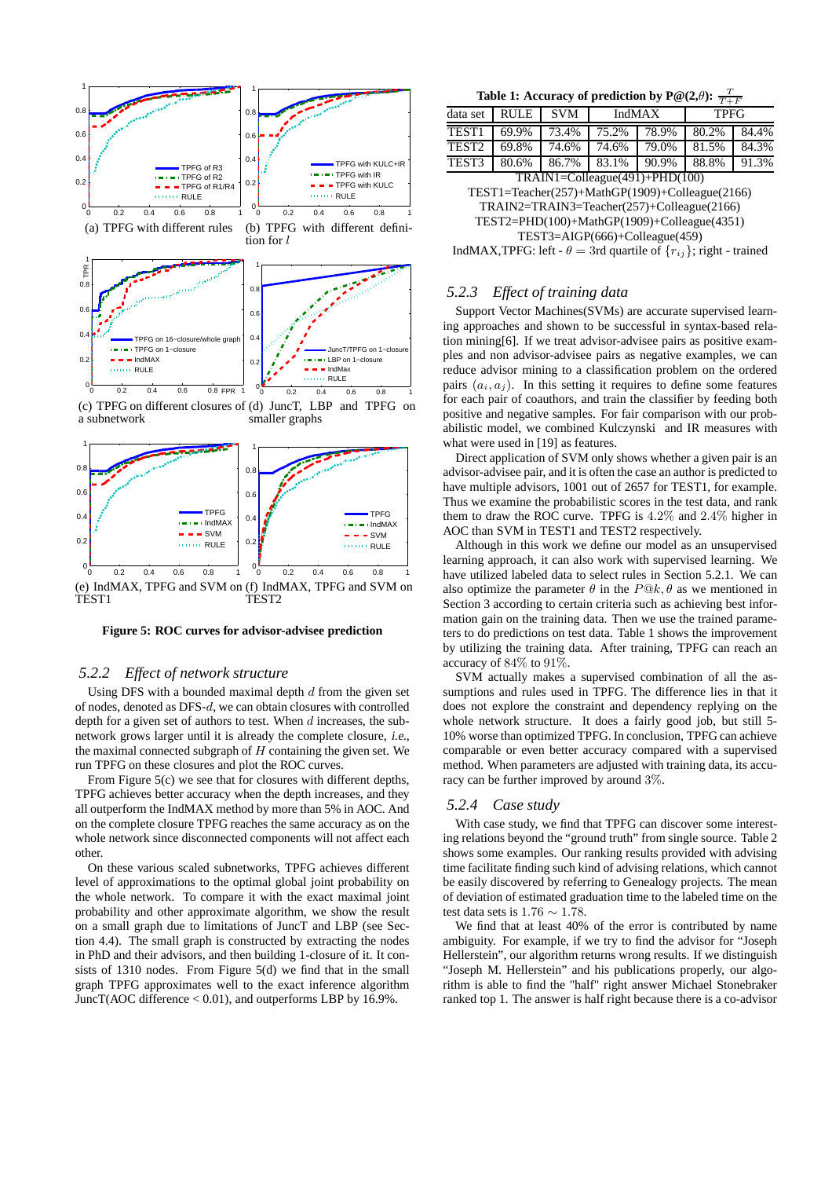(a) TPFG with different rules

(b) TPFG with different definition for $l$

(c) TPFG on different closures of a subnetwork

(d) JuncT, LBP and TPFG on smaller graphs

(e) IndMAX, TPFG and SVM on TEST1

(f) IndMAX, TPFG and SVM on TEST2

**Figure 5: ROC curves for advisor-advisee prediction**

### 5.2.2 *Effect of network structure*

Using DFS with a bounded maximal depth $d$ from the given set of nodes, denoted as DFS-$d$, we can obtain closures with controlled depth for a given set of authors to test. When $d$ increases, the subnetwork grows larger until it is already the complete closure, *i.e.*, the maximal connected subgraph of $H$ containing the given set. We run TPFG on these closures and plot the ROC curves.

From Figure 5(c) we see that for closures with different depths, TPFG achieves better accuracy when the depth increases, and they all outperform the IndMAX method by more than 5% in AOC. And on the complete closure TPFG reaches the same accuracy as on the whole network since disconnected components will not affect each other.

On these various scaled subnetworks, TPFG achieves different level of approximations to the optimal global joint probability on the whole network. To compare it with the exact maximal joint probability and other approximate algorithm, we show the result on a small graph due to limitations of JuncT and LBP (see Section 4.4). The small graph is constructed by extracting the nodes in PhD and their advisors, and then building 1-closure of it. It consists of 1310 nodes. From Figure 5(d) we find that in the small graph TPFG approximates well to the exact inference algorithm JuncT(AOC difference < 0.01), and outperforms LBP by 16.9%.

**Table 1: Accuracy of prediction by P@(2,$\theta$): $\frac{T}{T+F}$**

| data set | RULE | SVM | IndMAX | | TPFG | |
|---|---|---|---|---|---|---|
| TEST1 | 69.9% | 73.4% | 75.2% | 78.9% | 80.2% | 84.4% |
| TEST2 | 69.8% | 74.6% | 74.6% | 79.0% | 81.5% | 84.3% |
| TEST3 | 80.6% | 86.7% | 83.1% | 90.9% | 88.8% | 91.3% |

TRAIN1=Colleague(491)+PHD(100)
TEST1=Teacher(257)+MathGP(1909)+Colleague(2166)
TRAIN2=TRAIN3=Teacher(257)+Colleague(2166)
TEST2=PHD(100)+MathGP(1909)+Colleague(4351)
TEST3=AIGP(666)+Colleague(459)
IndMAX,TPFG: left - $\theta$ = 3rd quartile of $\{r_{ij}\}$; right - trained

### 5.2.3 *Effect of training data*

Support Vector Machines(SVMs) are accurate supervised learning approaches and shown to be successful in syntax-based relation mining[6]. If we treat advisor-advisee pairs as positive examples and non advisor-advisee pairs as negative examples, we can reduce advisor mining to a classification problem on the ordered pairs $(a_i, a_j)$. In this setting it requires to define some features for each pair of coauthors, and train the classifier by feeding both positive and negative samples. For fair comparison with our probabilistic model, we combined Kulczynski and IR measures with what were used in [19] as features.

Direct application of SVM only shows whether a given pair is an advisor-advisee pair, and it is often the case an author is predicted to have multiple advisors, 1001 out of 2657 for TEST1, for example. Thus we examine the probabilistic scores in the test data, and rank them to draw the ROC curve. TPFG is $4.2\%$ and $2.4\%$ higher in AOC than SVM in TEST1 and TEST2 respectively.

Although in this work we define our model as an unsupervised learning approach, it can also work with supervised learning. We have utilized labeled data to select rules in Section 5.2.1. We can also optimize the parameter $\theta$ in the $P@k, \theta$ as we mentioned in Section 3 according to certain criteria such as achieving best information gain on the training data. Then we use the trained parameters to do predictions on test data. Table 1 shows the improvement by utilizing the training data. After training, TPFG can reach an accuracy of $84\%$ to $91\%$.

SVM actually makes a supervised combination of all the assumptions and rules used in TPFG. The difference lies in that it does not explore the constraint and dependency relying on the whole network structure. It does a fairly good job, but still 5-10% worse than optimized TPFG. In conclusion, TPFG can achieve comparable or even better accuracy compared with a supervised method. When parameters are adjusted with training data, its accuracy can be further improved by around $3\%$.

### 5.2.4 *Case study*

With case study, we find that TPFG can discover some interesting relations beyond the "ground truth" from single source. Table 2 shows some examples. Our ranking results provided with advising time facilitate finding such kind of advising relations, which cannot be easily discovered by referring to Genealogy projects. The mean of deviation of estimated graduation time to the labeled time on the test data sets is $1.76 \sim 1.78$.

We find that at least 40% of the error is contributed by name ambiguity. For example, if we try to find the advisor for "Joseph Hellerstein", our algorithm returns wrong results. If we distinguish "Joseph M. Hellerstein" and his publications properly, our algorithm is able to find the "half" right answer Michael Stonebraker ranked top 1. The answer is half right because there is a co-advisor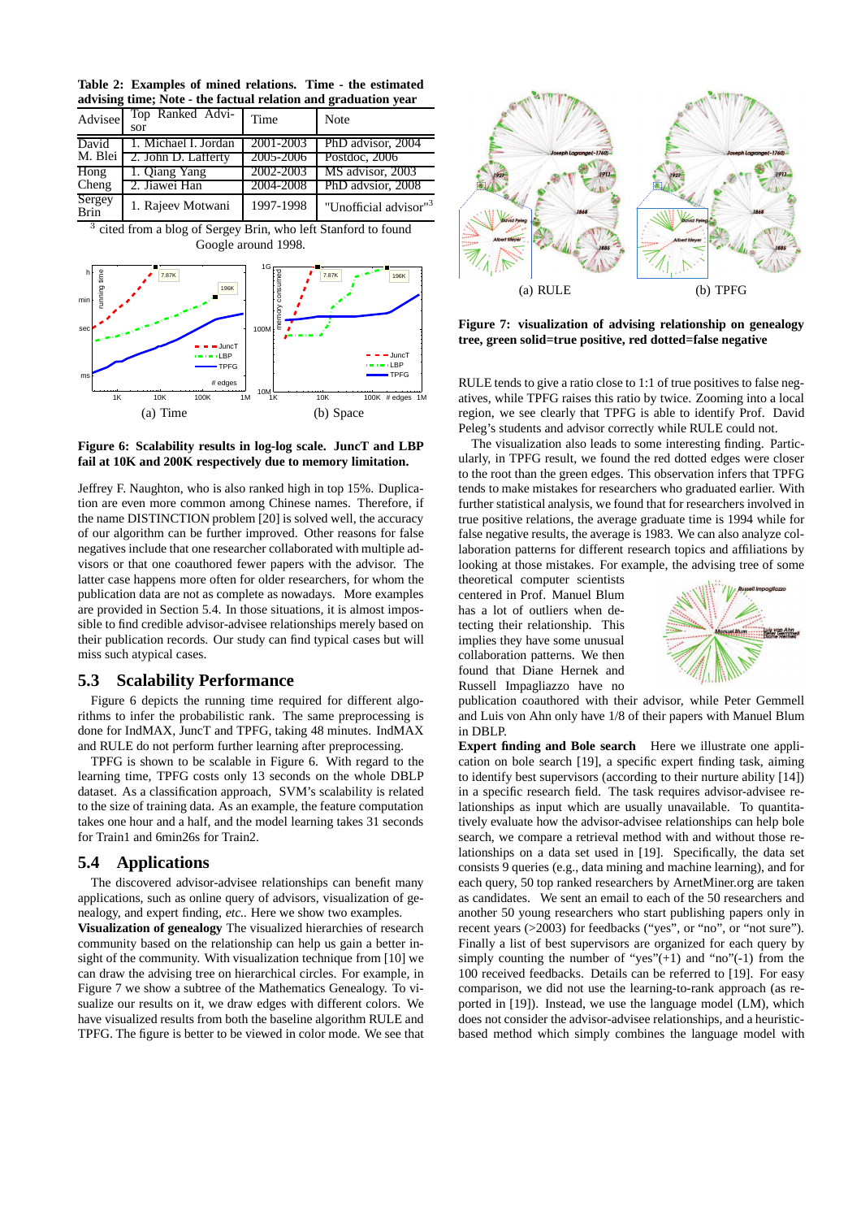Table 2: **Examples of mined relations. Time - the estimated advising time; Note - the factual relation and graduation year**

| Advisee | Top Ranked Advisor | Time | Note |
|---|---|---|---|
| David M. Blei | 1. Michael I. Jordan | 2001-2003 | PhD advisor, 2004 |
| | 2. John D. Lafferty | 2005-2006 | Postdoc, 2006 |
| Hong Cheng | 1. Qiang Yang | 2002-2003 | MS advisor, 2003 |
| | 2. Jiawei Han | 2004-2008 | PhD advsior, 2008 |
| Sergey Brin | 1. Rajeev Motwani | 1997-1998 | "Unofficial advisor"[3] |

[3] cited from a blog of Sergey Brin, who left Stanford to found Google around 1998.

(a) Time (b) Space

**Figure 6: Scalability results in log-log scale. JuncT and LBP fail at 10K and 200K respectively due to memory limitation.**

Jeffrey F. Naughton, who is also ranked high in top 15%. Duplication are even more common among Chinese names. Therefore, if the name DISTINCTION problem [20] is solved well, the accuracy of our algorithm can be further improved. Other reasons for false negatives include that one researcher collaborated with multiple advisors or that one coauthored fewer papers with the advisor. The latter case happens more often for older researchers, for whom the publication data are not as complete as nowadays. More examples are provided in Section 5.4. In those situations, it is almost impossible to find credible advisor-advisee relationships merely based on their publication records. Our study can find typical cases but will miss such atypical cases.

## 5.3 Scalability Performance

Figure 6 depicts the running time required for different algorithms to infer the probabilistic rank. The same preprocessing is done for IndMAX, JuncT and TPFG, taking 48 minutes. IndMAX and RULE do not perform further learning after preprocessing.

TPFG is shown to be scalable in Figure 6. With regard to the learning time, TPFG costs only 13 seconds on the whole DBLP dataset. As a classification approach, SVM's scalability is related to the size of training data. As an example, the feature computation takes one hour and a half, and the model learning takes 31 seconds for Train1 and 6min26s for Train2.

## 5.4 Applications

The discovered advisor-advisee relationships can benefit many applications, such as online query of advisors, visualization of genealogy, and expert finding, *etc.*. Here we show two examples.

**Visualization of genealogy** The visualized hierarchies of research community based on the relationship can help us gain a better insight of the community. With visualization technique from [10] we can draw the advising tree on hierarchical circles. For example, in Figure 7 we show a subtree of the Mathematics Genealogy. To visualize our results on it, we draw edges with different colors. We have visualized results from both the baseline algorithm RULE and TPFG. The figure is better to be viewed in color mode. We see that

(a) RULE (b) TPFG

**Figure 7: visualization of advising relationship on genealogy tree, green solid=true positive, red dotted=false negative**

RULE tends to give a ratio close to 1:1 of true positives to false negatives, while TPFG raises this ratio by twice. Zooming into a local region, we see clearly that TPFG is able to identify Prof. David Peleg's students and advisor correctly while RULE could not.

The visualization also leads to some interesting finding. Particularly, in TPFG result, we found the red dotted edges were closer to the root than the green edges. This observation infers that TPFG tends to make mistakes for researchers who graduated earlier. With further statistical analysis, we found that for researchers involved in true positive relations, the average graduate time is 1994 while for false negative results, the average is 1983. We can also analyze collaboration patterns for different research topics and affiliations by looking at those mistakes. For example, the advising tree of some theoretical computer scientists centered in Prof. Manuel Blum has a lot of outliers when detecting their relationship. This implies they have some unusual collaboration patterns. We then found that Diane Hernek and Russell Impagliazzo have no publication coauthored with their advisor, while Peter Gemmell and Luis von Ahn only have 1/8 of their papers with Manuel Blum in DBLP.

**Expert finding and Bole search** Here we illustrate one application on bole search [19], a specific expert finding task, aiming to identify best supervisors (according to their nurture ability [14]) in a specific research field. The task requires advisor-advisee relationships as input which are usually unavailable. To quantitatively evaluate how the advisor-advisee relationships can help bole search, we compare a retrieval method with and without those relationships on a data set used in [19]. Specifically, the data set consists 9 queries (e.g., data mining and machine learning), and for each query, 50 top ranked researchers by ArnetMiner.org are taken as candidates. We sent an email to each of the 50 researchers and another 50 young researchers who start publishing papers only in recent years (>2003) for feedbacks ("yes", or "no", or "not sure"). Finally a list of best supervisors are organized for each query by simply counting the number of "yes"(+1) and "no"(-1) from the 100 received feedbacks. Details can be referred to [19]. For easy comparison, we did not use the learning-to-rank approach (as reported in [19]). Instead, we use the language model (LM), which does not consider the advisor-advisee relationships, and a heuristic-based method which simply combines the language model with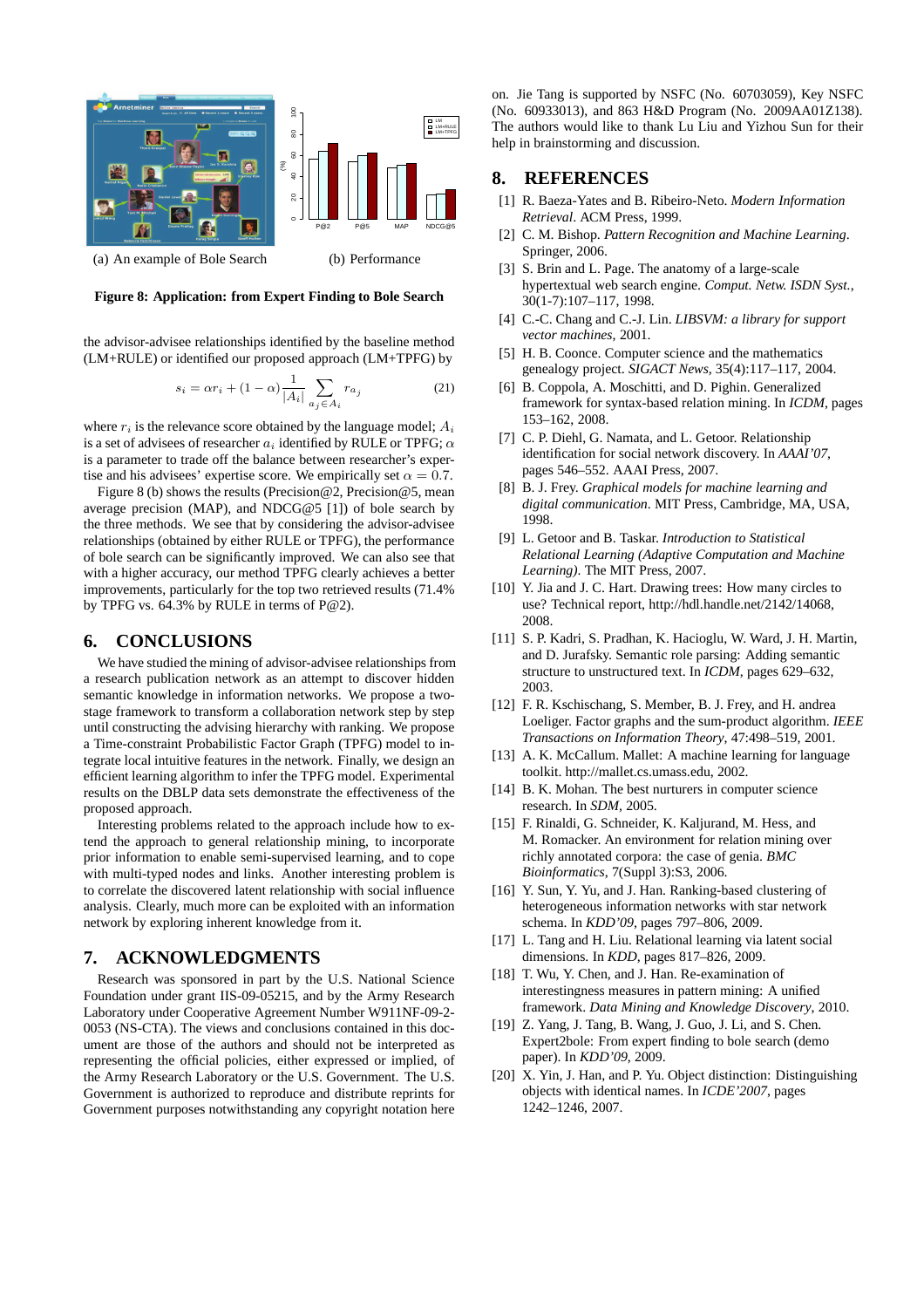(a) An example of Bole Search

100
80
60
40
20
0
(%)
LM
LM+RULE
LM+TPFG
P@2
P@5
MAP
NDCG@5

(b) Performance

**Figure 8: Application: from Expert Finding to Bole Search**

the advisor-advisee relationships identified by the baseline method (LM+RULE) or identified our proposed approach (LM+TPFG) by

$$s_i = \alpha r_i + (1 - \alpha)\frac{1}{|A_i|}\sum_{a_j \in A_i} r_{a_j} \quad (21)$$

where $r_i$ is the relevance score obtained by the language model; $A_i$ is a set of advisees of researcher $a_i$ identified by RULE or TPFG; $\alpha$ is a parameter to trade off the balance between researcher's expertise and his advisees' expertise score. We empirically set $\alpha = 0.7$.

Figure 8 (b) shows the results (Precision@2, Precision@5, mean average precision (MAP), and NDCG@5 [1]) of bole search by the three methods. We see that by considering the advisor-advisee relationships (obtained by either RULE or TPFG), the performance of bole search can be significantly improved. We can also see that with a higher accuracy, our method TPFG clearly achieves a better improvements, particularly for the top two retrieved results (71.4% by TPFG vs. 64.3% by RULE in terms of P@2).

## 6. CONCLUSIONS

We have studied the mining of advisor-advisee relationships from a research publication network as an attempt to discover hidden semantic knowledge in information networks. We propose a two-stage framework to transform a collaboration network step by step until constructing the advising hierarchy with ranking. We propose a Time-constraint Probabilistic Factor Graph (TPFG) model to integrate local intuitive features in the network. Finally, we design an efficient learning algorithm to infer the TPFG model. Experimental results on the DBLP data sets demonstrate the effectiveness of the proposed approach.

Interesting problems related to the approach include how to extend the approach to general relationship mining, to incorporate prior information to enable semi-supervised learning, and to cope with multi-typed nodes and links. Another interesting problem is to correlate the discovered latent relationship with social influence analysis. Clearly, much more can be exploited with an information network by exploring inherent knowledge from it.

## 7. ACKNOWLEDGMENTS

Research was sponsored in part by the U.S. National Science Foundation under grant IIS-09-05215, and by the Army Research Laboratory under Cooperative Agreement Number W911NF-09-2-0053 (NS-CTA). The views and conclusions contained in this document are those of the authors and should not be interpreted as representing the official policies, either expressed or implied, of the Army Research Laboratory or the U.S. Government. The U.S. Government is authorized to reproduce and distribute reprints for Government purposes notwithstanding any copyright notation here on. Jie Tang is supported by NSFC (No. 60703059), Key NSFC (No. 60933013), and 863 H&D Program (No. 2009AA01Z138). The authors would like to thank Lu Liu and Yizhou Sun for their help in brainstorming and discussion.

## 8. REFERENCES

[1] R. Baeza-Yates and B. Ribeiro-Neto. *Modern Information Retrieval*. ACM Press, 1999.

[2] C. M. Bishop. *Pattern Recognition and Machine Learning*. Springer, 2006.

[3] S. Brin and L. Page. The anatomy of a large-scale hypertextual web search engine. *Comput. Netw. ISDN Syst.*, 30(1-7):107–117, 1998.

[4] C.-C. Chang and C.-J. Lin. *LIBSVM: a library for support vector machines*, 2001.

[5] H. B. Coonce. Computer science and the mathematics genealogy project. *SIGACT News*, 35(4):117–117, 2004.

[6] B. Coppola, A. Moschitti, and D. Pighin. Generalized framework for syntax-based relation mining. In *ICDM*, pages 153–162, 2008.

[7] C. P. Diehl, G. Namata, and L. Getoor. Relationship identification for social network discovery. In *AAAI'07*, pages 546–552. AAAI Press, 2007.

[8] B. J. Frey. *Graphical models for machine learning and digital communication*. MIT Press, Cambridge, MA, USA, 1998.

[9] L. Getoor and B. Taskar. *Introduction to Statistical Relational Learning (Adaptive Computation and Machine Learning)*. The MIT Press, 2007.

[10] Y. Jia and J. C. Hart. Drawing trees: How many circles to use? Technical report, http://hdl.handle.net/2142/14068, 2008.

[11] S. P. Kadri, S. Pradhan, K. Hacioglu, W. Ward, J. H. Martin, and D. Jurafsky. Semantic role parsing: Adding semantic structure to unstructured text. In *ICDM*, pages 629–632, 2003.

[12] F. R. Kschischang, S. Member, B. J. Frey, and H. andrea Loeliger. Factor graphs and the sum-product algorithm. *IEEE Transactions on Information Theory*, 47:498–519, 2001.

[13] A. K. McCallum. Mallet: A machine learning for language toolkit. http://mallet.cs.umass.edu, 2002.

[14] B. K. Mohan. The best nurturers in computer science research. In *SDM*, 2005.

[15] F. Rinaldi, G. Schneider, K. Kaljurand, M. Hess, and M. Romacker. An environment for relation mining over richly annotated corpora: the case of genia. *BMC Bioinformatics*, 7(Suppl 3):S3, 2006.

[16] Y. Sun, Y. Yu, and J. Han. Ranking-based clustering of heterogeneous information networks with star network schema. In *KDD'09*, pages 797–806, 2009.

[17] L. Tang and H. Liu. Relational learning via latent social dimensions. In *KDD*, pages 817–826, 2009.

[18] T. Wu, Y. Chen, and J. Han. Re-examination of interestingness measures in pattern mining: A unified framework. *Data Mining and Knowledge Discovery*, 2010.

[19] Z. Yang, J. Tang, B. Wang, J. Guo, J. Li, and S. Chen. Expert2bole: From expert finding to bole search (demo paper). In *KDD'09*, 2009.

[20] X. Yin, J. Han, and P. Yu. Object distinction: Distinguishing objects with identical names. In *ICDE'2007*, pages 1242–1246, 2007.